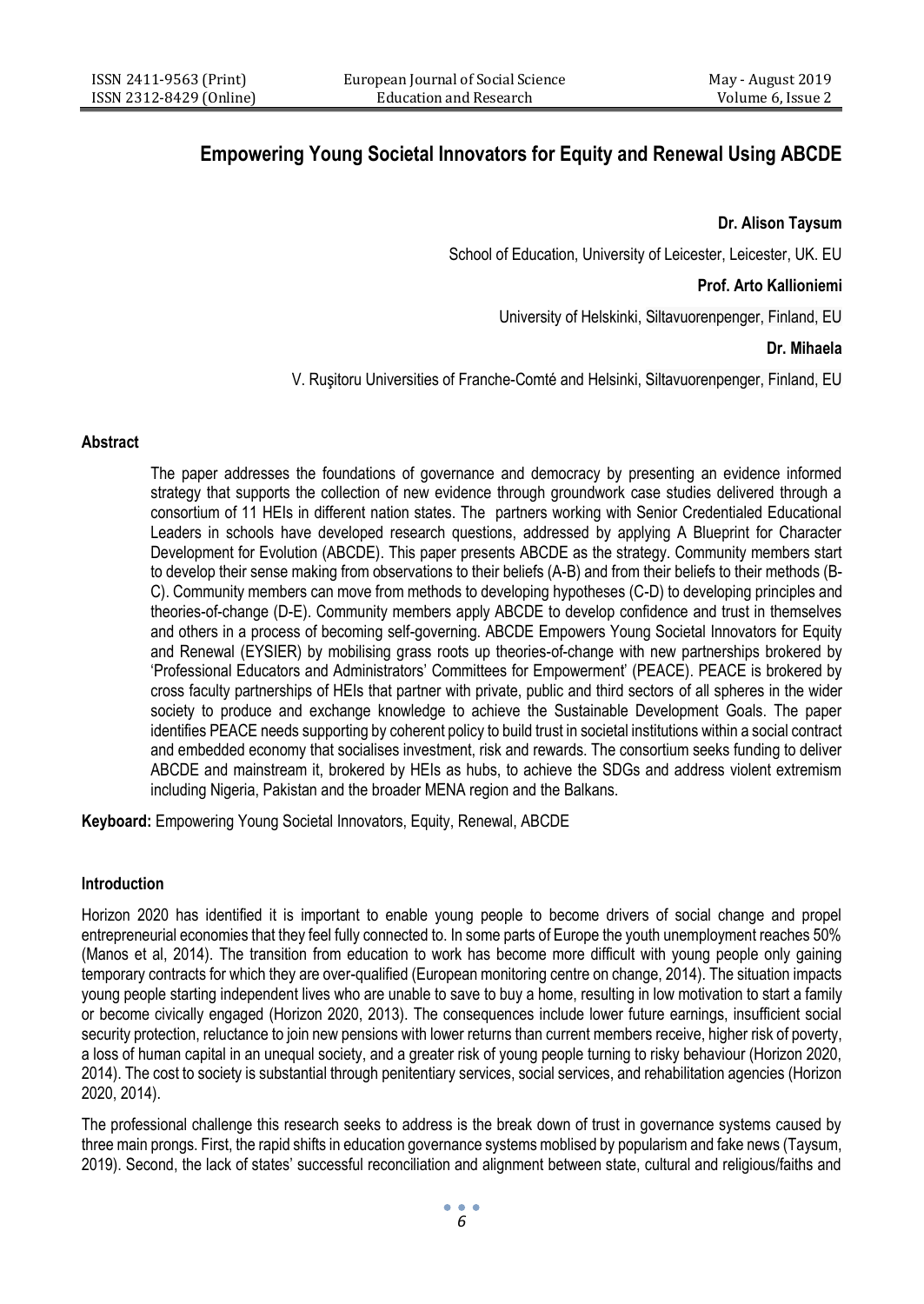# Empowering Young Societal Innovators for Equity and Renewal Using ABCDE

**Dr. Alison Taysum**

School of Education, University of Leicester, Leicester, UK. EU

**Prof. Arto Kallioniemi**

University of Helskinki, Siltavuorenpenger, Finland, EU

**Dr. Mihaela**

V. Ruşitoru Universities of Franche-Comté and Helsinki, Siltavuorenpenger, Finland, EU

## Abstract

The paper addresses the foundations of governance and democracy by presenting an evidence informed strategy that supports the collection of new evidence through groundwork case studies delivered through a consortium of 11 HEIs in different nation states. The partners working with Senior Credentialed Educational Leaders in schools have developed research questions, addressed by applying A Blueprint for Character Development for Evolution (ABCDE). This paper presents ABCDE as the strategy. Community members start to develop their sense making from observations to their beliefs (A-B) and from their beliefs to their methods (B-C). Community members can move from methods to developing hypotheses (C-D) to developing principles and theories-of-change (D-E). Community members apply ABCDE to develop confidence and trust in themselves and others in a process of becoming self-governing. ABCDE Empowers Young Societal Innovators for Equity and Renewal (EYSIER) by mobilising grass roots up theories-of-change with new partnerships brokered by 'Professional Educators and Administrators' Committees for Empowerment' (PEACE). PEACE is brokered by cross faculty partnerships of HEIs that partner with private, public and third sectors of all spheres in the wider society to produce and exchange knowledge to achieve the Sustainable Development Goals. The paper identifies PEACE needs supporting by coherent policy to build trust in societal institutions within a social contract and embedded economy that socialises investment, risk and rewards. The consortium seeks funding to deliver ABCDE and mainstream it, brokered by HEIs as hubs, to achieve the SDGs and address violent extremism including Nigeria, Pakistan and the broader MENA region and the Balkans.

**Keyboard:** Empowering Young Societal Innovators, Equity, Renewal, ABCDE

## Introduction

Horizon 2020 has identified it is important to enable young people to become drivers of social change and propel entrepreneurial economies that they feel fully connected to. In some parts of Europe the youth unemployment reaches 50% (Manos et al, 2014). The transition from education to work has become more difficult with young people only gaining temporary contracts for which they are over-qualified (European monitoring centre on change, 2014). The situation impacts young people starting independent lives who are unable to save to buy a home, resulting in low motivation to start a family or become civically engaged (Horizon 2020, 2013). The consequences include lower future earnings, insufficient social security protection, reluctance to join new pensions with lower returns than current members receive, higher risk of poverty, a loss of human capital in an unequal society, and a greater risk of young people turning to risky behaviour (Horizon 2020, 2014). The cost to society is substantial through penitentiary services, social services, and rehabilitation agencies (Horizon 2020, 2014).

The professional challenge this research seeks to address is the break down of trust in governance systems caused by three main prongs. First, the rapid shifts in education governance systems moblised by popularism and fake news (Taysum, 2019). Second, the lack of states' successful reconciliation and alignment between state, cultural and religious/faiths and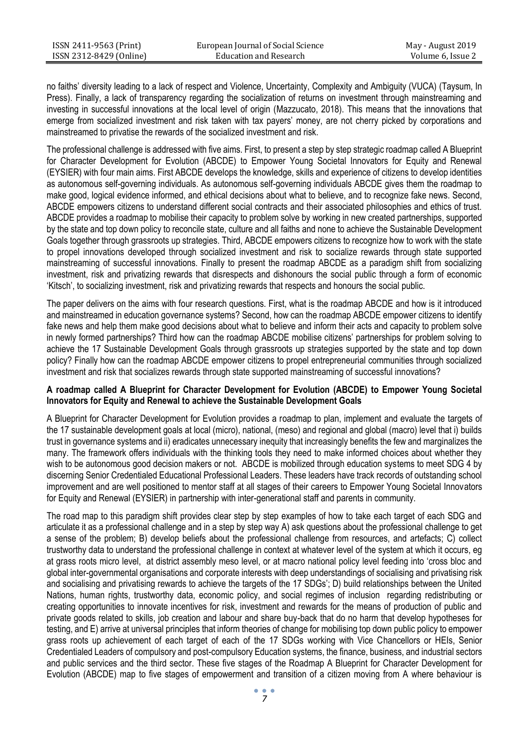no faiths' diversity leading to a lack of respect and Violence, Uncertainty, Complexity and Ambiguity (VUCA) (Taysum, In Press). Finally, a lack of transparency regarding the socialization of returns on investment through mainstreaming and investing in successful innovations at the local level of origin (Mazzucato, 2018). This means that the innovations that emerge from socialized investment and risk taken with tax payers' money, are not cherry picked by corporations and mainstreamed to privatise the rewards of the socialized investment and risk.

The professional challenge is addressed with five aims. First, to present a step by step strategic roadmap called A Blueprint for Character Development for Evolution (ABCDE) to Empower Young Societal Innovators for Equity and Renewal (EYSIER) with four main aims. First ABCDE develops the knowledge, skills and experience of citizens to develop identities as autonomous self-governing individuals. As autonomous self-governing individuals ABCDE gives them the roadmap to make good, logical evidence informed, and ethical decisions about what to believe, and to recognize fake news. Second, ABCDE empowers citizens to understand different social contracts and their associated philosophies and ethics of trust. ABCDE provides a roadmap to mobilise their capacity to problem solve by working in new created partnerships, supported by the state and top down policy to reconcile state, culture and all faiths and none to achieve the Sustainable Development Goals together through grassroots up strategies. Third, ABCDE empowers citizens to recognize how to work with the state to propel innovations developed through socialized investment and risk to socialize rewards through state supported mainstreaming of successful innovations. Finally to present the roadmap ABCDE as a paradigm shift from socializing investment, risk and privatizing rewards that disrespects and dishonours the social public through a form of economic 'Kitsch', to socializing investment, risk and privatizing rewards that respects and honours the social public.

The paper delivers on the aims with four research questions. First, what is the roadmap ABCDE and how is it introduced and mainstreamed in education governance systems? Second, how can the roadmap ABCDE empower citizens to identify fake news and help them make good decisions about what to believe and inform their acts and capacity to problem solve in newly formed partnerships? Third how can the roadmap ABCDE mobilise citizens' partnerships for problem solving to achieve the 17 Sustainable Development Goals through grassroots up strategies supported by the state and top down policy? Finally how can the roadmap ABCDE empower citizens to propel entrepreneurial communities through socialized investment and risk that socializes rewards through state supported mainstreaming of successful innovations?

**A roadmap called A Blueprint for Character Development for Evolution (ABCDE) to Empower Young Societal Innovators for Equity and Renewal to achieve the Sustainable Development Goals**

A Blueprint for Character Development for Evolution provides a roadmap to plan, implement and evaluate the targets of the 17 sustainable development goals at local (micro), national, (meso) and regional and global (macro) level that i) builds trust in governance systems and ii) eradicates unnecessary inequity that increasingly benefits the few and marginalizes the many. The framework offers individuals with the thinking tools they need to make informed choices about whether they wish to be autonomous good decision makers or not. ABCDE is mobilized through education systems to meet SDG 4 by discerning Senior Credentialed Educational Professional Leaders. These leaders have track records of outstanding school improvement and are well positioned to mentor staff at all stages of their careers to Empower Young Societal Innovators for Equity and Renewal (EYSIER) in partnership with inter-generational staff and parents in community.

The road map to this paradigm shift provides clear step by step examples of how to take each target of each SDG and articulate it as a professional challenge and in a step by step way A) ask questions about the professional challenge to get a sense of the problem; B) develop beliefs about the professional challenge from resources, and artefacts; C) collect trustworthy data to understand the professional challenge in context at whatever level of the system at which it occurs, eg at grass roots micro level, at district assembly meso level, or at macro national policy level feeding into 'cross bloc and global inter-governmental organisations and corporate interests with deep understandings of socialising and privatising risk and socialising and privatising rewards to achieve the targets of the 17 SDGs'; D) build relationships between the United Nations, human rights, trustworthy data, economic policy, and social regimes of inclusion regarding redistributing or creating opportunities to innovate incentives for risk, investment and rewards for the means of production of public and private goods related to skills, job creation and labour and share buy-back that do no harm that develop hypotheses for testing, and E) arrive at universal principles that inform theories of change for mobilising top down public policy to empower grass roots up achievement of each target of each of the 17 SDGs working with Vice Chancellors or HEIs, Senior Credentialed Leaders of compulsory and post-compulsory Education systems, the finance, business, and industrial sectors and public services and the third sector. These five stages of the Roadmap A Blueprint for Character Development for Evolution (ABCDE) map to five stages of empowerment and transition of a citizen moving from A where behaviour is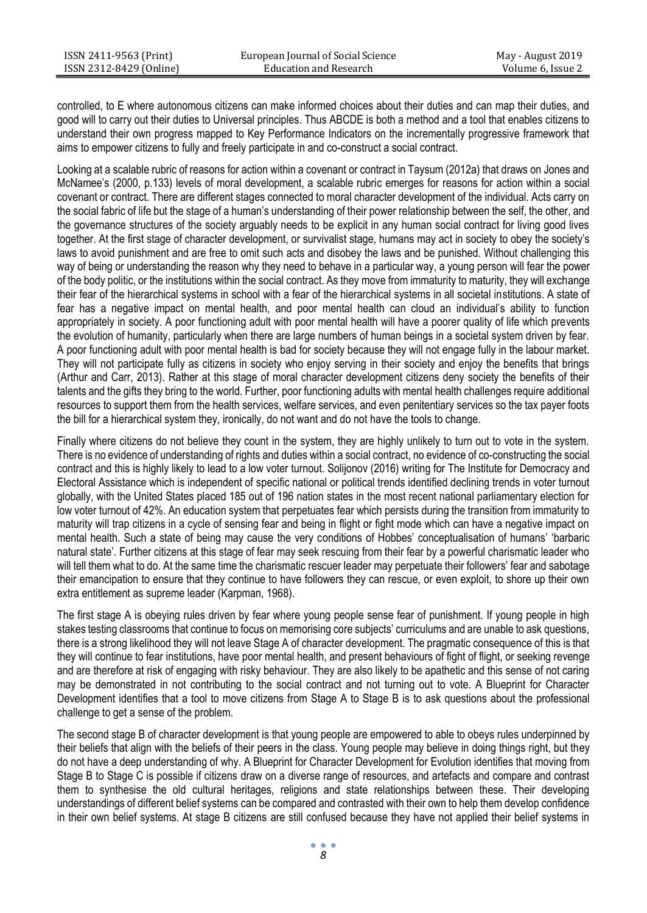controlled, to E where autonomous citizens can make informed choices about their duties and can map their duties, and good will to carry out their duties to Universal principles. Thus ABCDE is both a method and a tool that enables citizens to understand their own progress mapped to Key Performance Indicators on the incrementally progressive framework that aims to empower citizens to fully and freely participate in and co-construct a social contract.

Looking at a scalable rubric of reasons for action within a covenant or contract in Taysum (2012a) that draws on Jones and McNamee's (2000, p.133) levels of moral development, a scalable rubric emerges for reasons for action within a social covenant or contract. There are different stages connected to moral character development of the individual. Acts carry on the social fabric of life but the stage of a human's understanding of their power relationship between the self, the other, and the governance structures of the society arguably needs to be explicit in any human social contract for living good lives together. At the first stage of character development, or survivalist stage, humans may act in society to obey the society's laws to avoid punishment and are free to omit such acts and disobey the laws and be punished. Without challenging this way of being or understanding the reason why they need to behave in a particular way, a young person will fear the power of the body politic, or the institutions within the social contract. As they move from immaturity to maturity, they will exchange their fear of the hierarchical systems in school with a fear of the hierarchical systems in all societal institutions. A state of fear has a negative impact on mental health, and poor mental health can cloud an individual's ability to function appropriately in society. A poor functioning adult with poor mental health will have a poorer quality of life which prevents the evolution of humanity, particularly when there are large numbers of human beings in a societal system driven by fear. A poor functioning adult with poor mental health is bad for society because they will not engage fully in the labour market. They will not participate fully as citizens in society who enjoy serving in their society and enjoy the benefits that brings (Arthur and Carr, 2013). Rather at this stage of moral character development citizens deny society the benefits of their talents and the gifts they bring to the world. Further, poor functioning adults with mental health challenges require additional resources to support them from the health services, welfare services, and even penitentiary services so the tax payer foots the bill for a hierarchical system they, ironically, do not want and do not have the tools to change.

Finally where citizens do not believe they count in the system, they are highly unlikely to turn out to vote in the system. There is no evidence of understanding of rights and duties within a social contract, no evidence of co-constructing the social contract and this is highly likely to lead to a low voter turnout. Solijonov (2016) writing for The Institute for Democracy and Electoral Assistance which is independent of specific national or political trends identified declining trends in voter turnout globally, with the United States placed 185 out of 196 nation states in the most recent national parliamentary election for low voter turnout of 42%. An education system that perpetuates fear which persists during the transition from immaturity to maturity will trap citizens in a cycle of sensing fear and being in flight or fight mode which can have a negative impact on mental health. Such a state of being may cause the very conditions of Hobbes' conceptualisation of humans' 'barbaric natural state'. Further citizens at this stage of fear may seek rescuing from their fear by a powerful charismatic leader who will tell them what to do. At the same time the charismatic rescuer leader may perpetuate their followers' fear and sabotage their emancipation to ensure that they continue to have followers they can rescue, or even exploit, to shore up their own extra entitlement as supreme leader (Karpman, 1968).

The first stage A is obeying rules driven by fear where young people sense fear of punishment. If young people in high stakes testing classrooms that continue to focus on memorising core subjects' curriculums and are unable to ask questions, there is a strong likelihood they will not leave Stage A of character development. The pragmatic consequence of this is that they will continue to fear institutions, have poor mental health, and present behaviours of fight of flight, or seeking revenge and are therefore at risk of engaging with risky behaviour. They are also likely to be apathetic and this sense of not caring may be demonstrated in not contributing to the social contract and not turning out to vote. A Blueprint for Character Development identifies that a tool to move citizens from Stage A to Stage B is to ask questions about the professional challenge to get a sense of the problem.

The second stage B of character development is that young people are empowered to able to obeys rules underpinned by their beliefs that align with the beliefs of their peers in the class. Young people may believe in doing things right, but they do not have a deep understanding of why. A Blueprint for Character Development for Evolution identifies that moving from Stage B to Stage C is possible if citizens draw on a diverse range of resources, and artefacts and compare and contrast them to synthesise the old cultural heritages, religions and state relationships between these. Their developing understandings of different belief systems can be compared and contrasted with their own to help them develop confidence in their own belief systems. At stage B citizens are still confused because they have not applied their belief systems in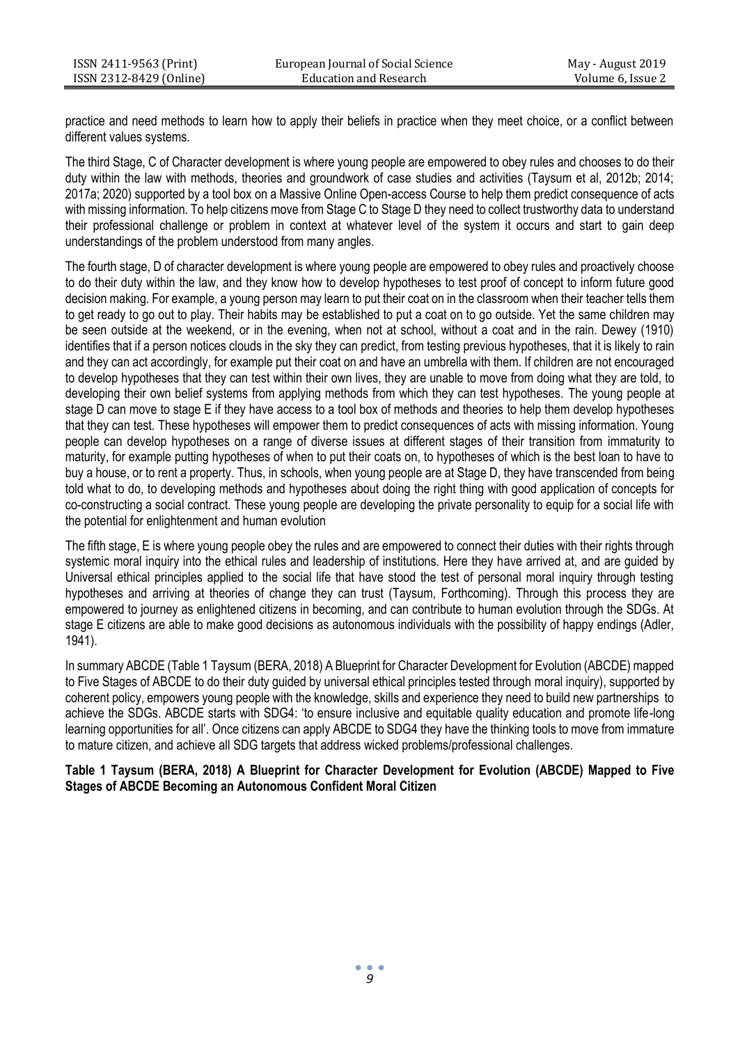practice and need methods to learn how to apply their beliefs in practice when they meet choice, or a conflict between different values systems.

The third Stage, C of Character development is where young people are empowered to obey rules and chooses to do their duty within the law with methods, theories and groundwork of case studies and activities (Taysum et al, 2012b; 2014; 2017a; 2020) supported by a tool box on a Massive Online Open-access Course to help them predict consequence of acts with missing information. To help citizens move from Stage C to Stage D they need to collect trustworthy data to understand their professional challenge or problem in context at whatever level of the system it occurs and start to gain deep understandings of the problem understood from many angles.

The fourth stage, D of character development is where young people are empowered to obey rules and proactively choose to do their duty within the law, and they know how to develop hypotheses to test proof of concept to inform future good decision making. For example, a young person may learn to put their coat on in the classroom when their teacher tells them to get ready to go out to play. Their habits may be established to put a coat on to go outside. Yet the same children may be seen outside at the weekend, or in the evening, when not at school, without a coat and in the rain. Dewey (1910) identifies that if a person notices clouds in the sky they can predict, from testing previous hypotheses, that it is likely to rain and they can act accordingly, for example put their coat on and have an umbrella with them. If children are not encouraged to develop hypotheses that they can test within their own lives, they are unable to move from doing what they are told, to developing their own belief systems from applying methods from which they can test hypotheses. The young people at stage D can move to stage E if they have access to a tool box of methods and theories to help them develop hypotheses that they can test. These hypotheses will empower them to predict consequences of acts with missing information. Young people can develop hypotheses on a range of diverse issues at different stages of their transition from immaturity to maturity, for example putting hypotheses of when to put their coats on, to hypotheses of which is the best loan to have to buy a house, or to rent a property. Thus, in schools, when young people are at Stage D, they have transcended from being told what to do, to developing methods and hypotheses about doing the right thing with good application of concepts for co-constructing a social contract. These young people are developing the private personality to equip for a social life with the potential for enlightenment and human evolution

The fifth stage, E is where young people obey the rules and are empowered to connect their duties with their rights through systemic moral inquiry into the ethical rules and leadership of institutions. Here they have arrived at, and are guided by Universal ethical principles applied to the social life that have stood the test of personal moral inquiry through testing hypotheses and arriving at theories of change they can trust (Taysum, Forthcoming). Through this process they are empowered to journey as enlightened citizens in becoming, and can contribute to human evolution through the SDGs. At stage E citizens are able to make good decisions as autonomous individuals with the possibility of happy endings (Adler, 1941).

In summary ABCDE (Table 1 Taysum (BERA, 2018) A Blueprint for Character Development for Evolution (ABCDE) mapped to Five Stages of ABCDE to do their duty guided by universal ethical principles tested through moral inquiry), supported by coherent policy, empowers young people with the knowledge, skills and experience they need to build new partnerships to achieve the SDGs. ABCDE starts with SDG4: 'to ensure inclusive and equitable quality education and promote life-long learning opportunities for all'. Once citizens can apply ABCDE to SDG4 they have the thinking tools to move from immature to mature citizen, and achieve all SDG targets that address wicked problems/professional challenges.

**Table 1 Taysum (BERA, 2018) A Blueprint for Character Development for Evolution (ABCDE) Mapped to Five Stages of ABCDE Becoming an Autonomous Confident Moral Citizen**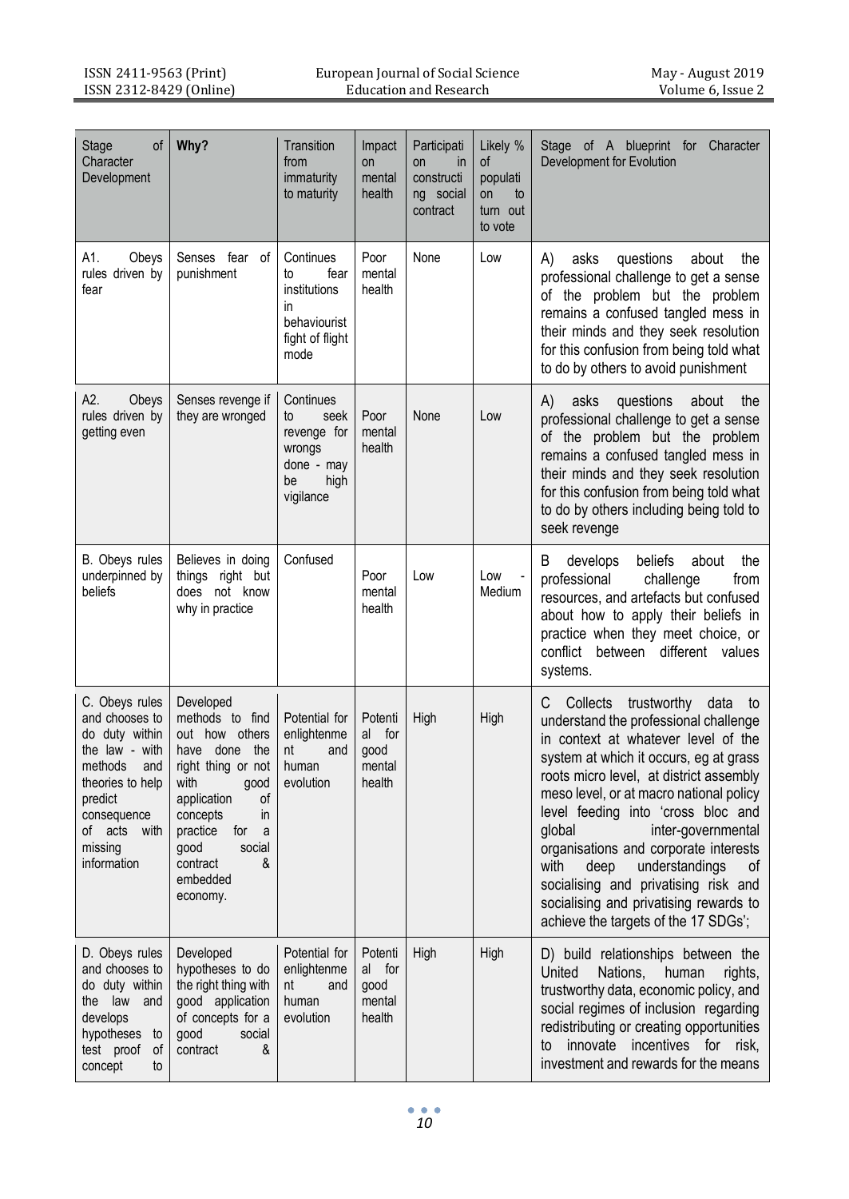| Stage of Character Development | Why? | Transition from immaturity to maturity | Impact on mental health | Participation in constructing social contract | Likely % of population to turn out to vote | Stage of A blueprint for Character Development for Evolution |
|---|---|---|---|---|---|---|
| A1. Obeys rules driven by fear | Senses fear of punishment | Continues to fear institutions in behaviourist fight of flight mode | Poor mental health | None | Low | A) asks questions about the professional challenge to get a sense of the problem but the problem remains a confused tangled mess in their minds and they seek resolution for this confusion from being told what to do by others to avoid punishment |
| A2. Obeys rules driven by getting even | Senses revenge if they are wronged | Continues to seek revenge for wrongs done - may be high vigilance | Poor mental health | None | Low | A) asks questions about the professional challenge to get a sense of the problem but the problem remains a confused tangled mess in their minds and they seek resolution for this confusion from being told what to do by others including being told to seek revenge |
| B. Obeys rules underpinned by beliefs | Believes in doing things right but does not know why in practice | Confused | Poor mental health | Low | Low - Medium | B develops beliefs about the professional challenge from resources, and artefacts but confused about how to apply their beliefs in practice when they meet choice, or conflict between different values systems. |
| C. Obeys rules and chooses to do duty within the law - with methods and theories to help predict consequence of acts with missing information | Developed methods to find out how others have done the right thing or not with good application of concepts in practice for a good social contract & embedded economy. | Potential for enlightenment and human evolution | Potential for good mental health | High | High | C Collects trustworthy data to understand the professional challenge in context at whatever level of the system at which it occurs, eg at grass roots micro level, at district assembly meso level, or at macro national policy level feeding into 'cross bloc and global inter-governmental organisations and corporate interests with deep understandings of socialising and privatising risk and socialising and privatising rewards to achieve the targets of the 17 SDGs'; |
| D. Obeys rules and chooses to do duty within the law and develops hypotheses to test proof of concept to | Developed hypotheses to do the right thing with good application of concepts for a good social contract & | Potential for enlightenment and human evolution | Potential for good mental health | High | High | D) build relationships between the United Nations, human rights, trustworthy data, economic policy, and social regimes of inclusion regarding redistributing or creating opportunities to innovate incentives for risk, investment and rewards for the means |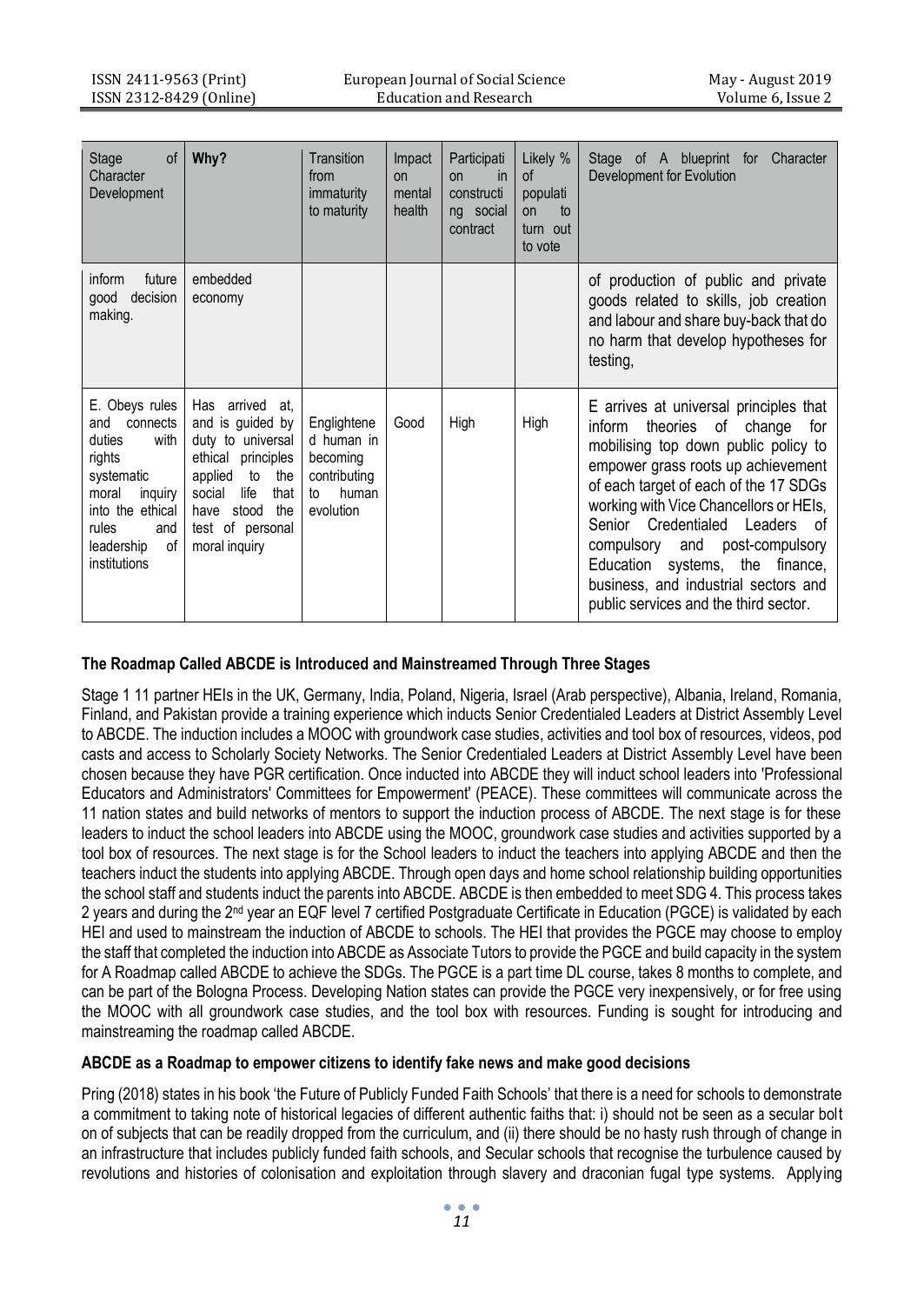| Stage of Character Development | Why? | Transition from immaturity to maturity | Impact on mental health | Participation in constructing social contract | Likely % of population to turn out to vote | Stage of A blueprint for Character Development for Evolution |
| --- | --- | --- | --- | --- | --- | --- |
| inform future good decision making. | embedded economy | | | | | of production of public and private goods related to skills, job creation and labour and share buy-back that do no harm that develop hypotheses for testing, |
| E. Obeys rules and connects duties with rights systematic moral inquiry into the ethical rules and leadership of institutions | Has arrived at, and is guided by duty to universal ethical principles applied to the social life that have stood the test of personal moral inquiry | Englightened human in becoming contributing to human evolution | Good | High | High | E arrives at universal principles that inform theories of change for mobilising top down public policy to empower grass roots up achievement of each target of each of the 17 SDGs working with Vice Chancellors or HEIs, Senior Credentialed Leaders of compulsory and post-compulsory Education systems, the finance, business, and industrial sectors and public services and the third sector. |

**The Roadmap Called ABCDE is Introduced and Mainstreamed Through Three Stages**

Stage 1 11 partner HEIs in the UK, Germany, India, Poland, Nigeria, Israel (Arab perspective), Albania, Ireland, Romania, Finland, and Pakistan provide a training experience which inducts Senior Credentialed Leaders at District Assembly Level to ABCDE. The induction includes a MOOC with groundwork case studies, activities and tool box of resources, videos, pod casts and access to Scholarly Society Networks. The Senior Credentialed Leaders at District Assembly Level have been chosen because they have PGR certification. Once inducted into ABCDE they will induct school leaders into 'Professional Educators and Administrators' Committees for Empowerment' (PEACE). These committees will communicate across the 11 nation states and build networks of mentors to support the induction process of ABCDE. The next stage is for these leaders to induct the school leaders into ABCDE using the MOOC, groundwork case studies and activities supported by a tool box of resources. The next stage is for the School leaders to induct the teachers into applying ABCDE and then the teachers induct the students into applying ABCDE. Through open days and home school relationship building opportunities the school staff and students induct the parents into ABCDE. ABCDE is then embedded to meet SDG 4. This process takes 2 years and during the 2nd year an EQF level 7 certified Postgraduate Certificate in Education (PGCE) is validated by each HEI and used to mainstream the induction of ABCDE to schools. The HEI that provides the PGCE may choose to employ the staff that completed the induction into ABCDE as Associate Tutors to provide the PGCE and build capacity in the system for A Roadmap called ABCDE to achieve the SDGs. The PGCE is a part time DL course, takes 8 months to complete, and can be part of the Bologna Process. Developing Nation states can provide the PGCE very inexpensively, or for free using the MOOC with all groundwork case studies, and the tool box with resources. Funding is sought for introducing and mainstreaming the roadmap called ABCDE.

**ABCDE as a Roadmap to empower citizens to identify fake news and make good decisions**

Pring (2018) states in his book 'the Future of Publicly Funded Faith Schools' that there is a need for schools to demonstrate a commitment to taking note of historical legacies of different authentic faiths that: i) should not be seen as a secular bolt on of subjects that can be readily dropped from the curriculum, and (ii) there should be no hasty rush through of change in an infrastructure that includes publicly funded faith schools, and Secular schools that recognise the turbulence caused by revolutions and histories of colonisation and exploitation through slavery and draconian fugal type systems. Applying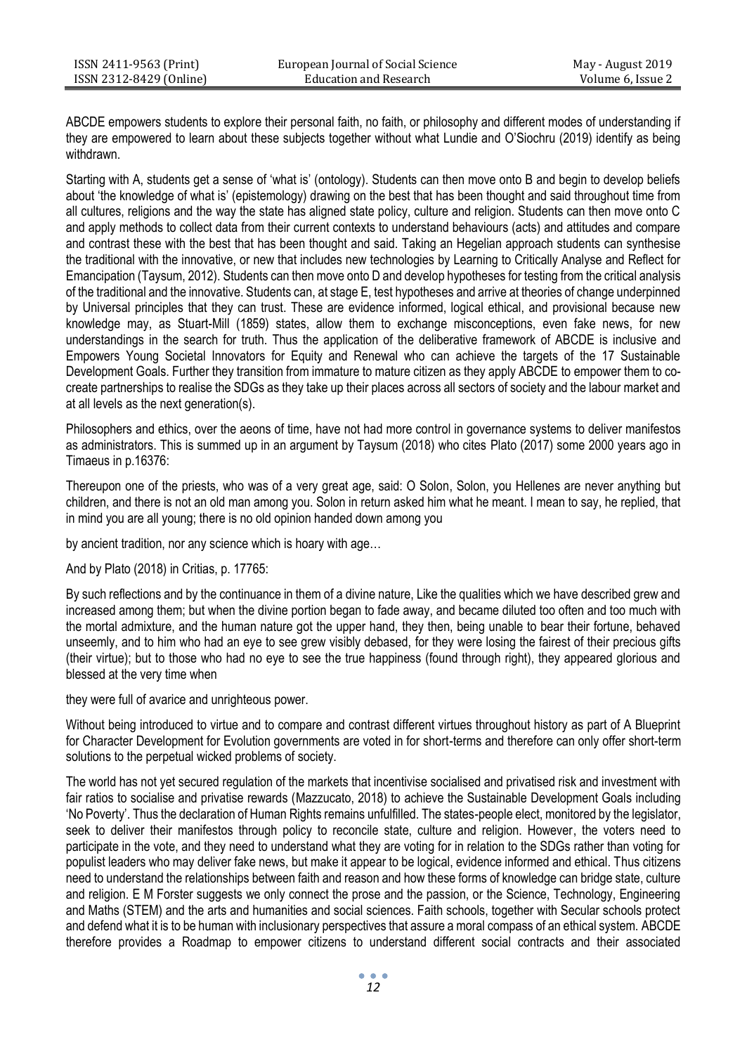ABCDE empowers students to explore their personal faith, no faith, or philosophy and different modes of understanding if they are empowered to learn about these subjects together without what Lundie and O'Siochru (2019) identify as being withdrawn.

Starting with A, students get a sense of 'what is' (ontology). Students can then move onto B and begin to develop beliefs about 'the knowledge of what is' (epistemology) drawing on the best that has been thought and said throughout time from all cultures, religions and the way the state has aligned state policy, culture and religion. Students can then move onto C and apply methods to collect data from their current contexts to understand behaviours (acts) and attitudes and compare and contrast these with the best that has been thought and said. Taking an Hegelian approach students can synthesise the traditional with the innovative, or new that includes new technologies by Learning to Critically Analyse and Reflect for Emancipation (Taysum, 2012). Students can then move onto D and develop hypotheses for testing from the critical analysis of the traditional and the innovative. Students can, at stage E, test hypotheses and arrive at theories of change underpinned by Universal principles that they can trust. These are evidence informed, logical ethical, and provisional because new knowledge may, as Stuart-Mill (1859) states, allow them to exchange misconceptions, even fake news, for new understandings in the search for truth. Thus the application of the deliberative framework of ABCDE is inclusive and Empowers Young Societal Innovators for Equity and Renewal who can achieve the targets of the 17 Sustainable Development Goals. Further they transition from immature to mature citizen as they apply ABCDE to empower them to co-create partnerships to realise the SDGs as they take up their places across all sectors of society and the labour market and at all levels as the next generation(s).

Philosophers and ethics, over the aeons of time, have not had more control in governance systems to deliver manifestos as administrators. This is summed up in an argument by Taysum (2018) who cites Plato (2017) some 2000 years ago in Timaeus in p.16376:

Thereupon one of the priests, who was of a very great age, said: O Solon, Solon, you Hellenes are never anything but children, and there is not an old man among you. Solon in return asked him what he meant. I mean to say, he replied, that in mind you are all young; there is no old opinion handed down among you

by ancient tradition, nor any science which is hoary with age…

And by Plato (2018) in Critias, p. 17765:

By such reflections and by the continuance in them of a divine nature, Like the qualities which we have described grew and increased among them; but when the divine portion began to fade away, and became diluted too often and too much with the mortal admixture, and the human nature got the upper hand, they then, being unable to bear their fortune, behaved unseemly, and to him who had an eye to see grew visibly debased, for they were losing the fairest of their precious gifts (their virtue); but to those who had no eye to see the true happiness (found through right), they appeared glorious and blessed at the very time when

they were full of avarice and unrighteous power.

Without being introduced to virtue and to compare and contrast different virtues throughout history as part of A Blueprint for Character Development for Evolution governments are voted in for short-terms and therefore can only offer short-term solutions to the perpetual wicked problems of society.

The world has not yet secured regulation of the markets that incentivise socialised and privatised risk and investment with fair ratios to socialise and privatise rewards (Mazzucato, 2018) to achieve the Sustainable Development Goals including 'No Poverty'. Thus the declaration of Human Rights remains unfulfilled. The states-people elect, monitored by the legislator, seek to deliver their manifestos through policy to reconcile state, culture and religion. However, the voters need to participate in the vote, and they need to understand what they are voting for in relation to the SDGs rather than voting for populist leaders who may deliver fake news, but make it appear to be logical, evidence informed and ethical. Thus citizens need to understand the relationships between faith and reason and how these forms of knowledge can bridge state, culture and religion. E M Forster suggests we only connect the prose and the passion, or the Science, Technology, Engineering and Maths (STEM) and the arts and humanities and social sciences. Faith schools, together with Secular schools protect and defend what it is to be human with inclusionary perspectives that assure a moral compass of an ethical system. ABCDE therefore provides a Roadmap to empower citizens to understand different social contracts and their associated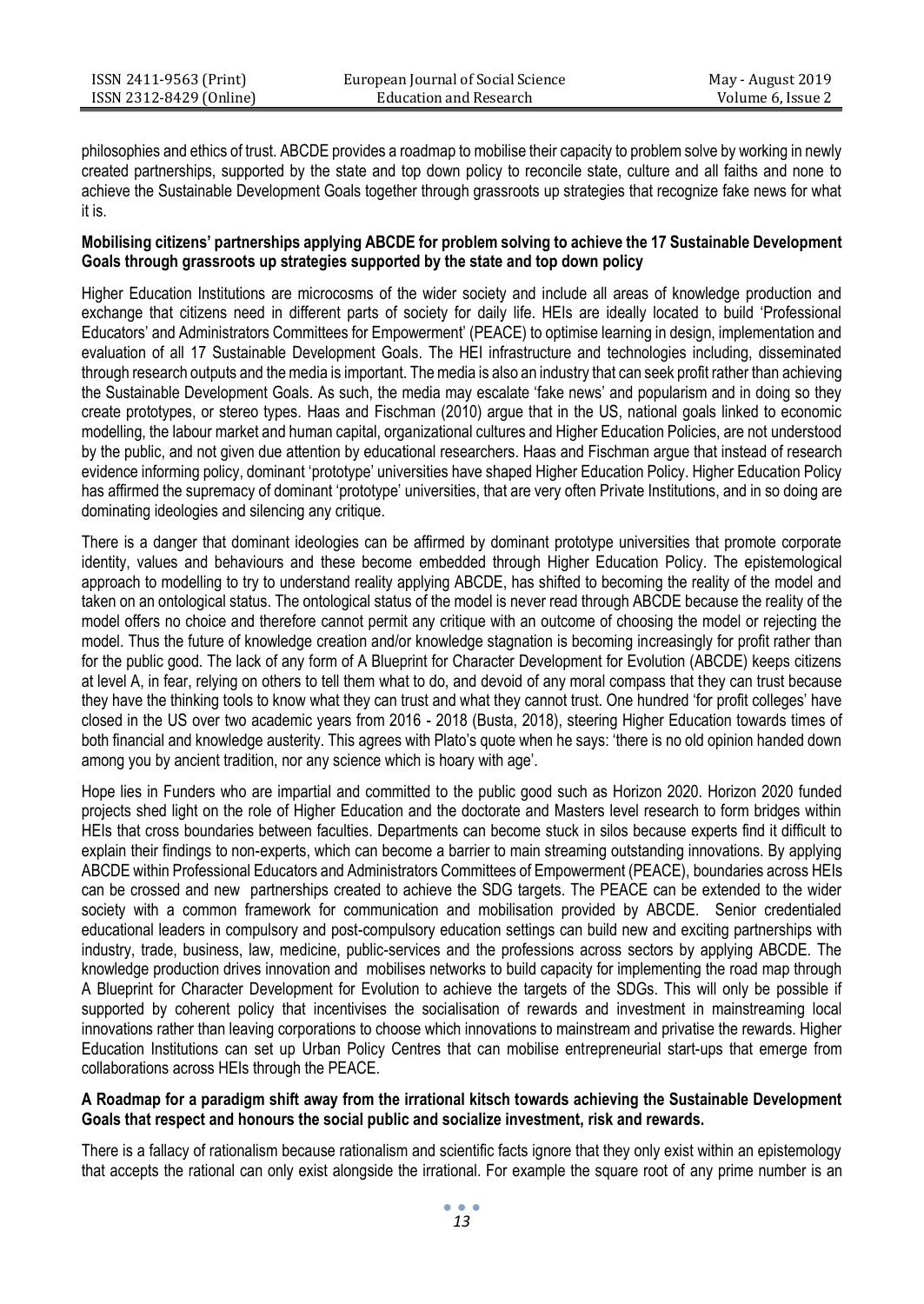philosophies and ethics of trust. ABCDE provides a roadmap to mobilise their capacity to problem solve by working in newly created partnerships, supported by the state and top down policy to reconcile state, culture and all faiths and none to achieve the Sustainable Development Goals together through grassroots up strategies that recognize fake news for what it is.

**Mobilising citizens' partnerships applying ABCDE for problem solving to achieve the 17 Sustainable Development Goals through grassroots up strategies supported by the state and top down policy**

Higher Education Institutions are microcosms of the wider society and include all areas of knowledge production and exchange that citizens need in different parts of society for daily life. HEIs are ideally located to build 'Professional Educators' and Administrators Committees for Empowerment' (PEACE) to optimise learning in design, implementation and evaluation of all 17 Sustainable Development Goals. The HEI infrastructure and technologies including, disseminated through research outputs and the media is important. The media is also an industry that can seek profit rather than achieving the Sustainable Development Goals. As such, the media may escalate 'fake news' and popularism and in doing so they create prototypes, or stereo types. Haas and Fischman (2010) argue that in the US, national goals linked to economic modelling, the labour market and human capital, organizational cultures and Higher Education Policies, are not understood by the public, and not given due attention by educational researchers. Haas and Fischman argue that instead of research evidence informing policy, dominant 'prototype' universities have shaped Higher Education Policy. Higher Education Policy has affirmed the supremacy of dominant 'prototype' universities, that are very often Private Institutions, and in so doing are dominating ideologies and silencing any critique.

There is a danger that dominant ideologies can be affirmed by dominant prototype universities that promote corporate identity, values and behaviours and these become embedded through Higher Education Policy. The epistemological approach to modelling to try to understand reality applying ABCDE, has shifted to becoming the reality of the model and taken on an ontological status. The ontological status of the model is never read through ABCDE because the reality of the model offers no choice and therefore cannot permit any critique with an outcome of choosing the model or rejecting the model. Thus the future of knowledge creation and/or knowledge stagnation is becoming increasingly for profit rather than for the public good. The lack of any form of A Blueprint for Character Development for Evolution (ABCDE) keeps citizens at level A, in fear, relying on others to tell them what to do, and devoid of any moral compass that they can trust because they have the thinking tools to know what they can trust and what they cannot trust. One hundred 'for profit colleges' have closed in the US over two academic years from 2016 - 2018 (Busta, 2018), steering Higher Education towards times of both financial and knowledge austerity. This agrees with Plato's quote when he says: 'there is no old opinion handed down among you by ancient tradition, nor any science which is hoary with age'.

Hope lies in Funders who are impartial and committed to the public good such as Horizon 2020. Horizon 2020 funded projects shed light on the role of Higher Education and the doctorate and Masters level research to form bridges within HEIs that cross boundaries between faculties. Departments can become stuck in silos because experts find it difficult to explain their findings to non-experts, which can become a barrier to main streaming outstanding innovations. By applying ABCDE within Professional Educators and Administrators Committees of Empowerment (PEACE), boundaries across HEIs can be crossed and new partnerships created to achieve the SDG targets. The PEACE can be extended to the wider society with a common framework for communication and mobilisation provided by ABCDE. Senior credentialed educational leaders in compulsory and post-compulsory education settings can build new and exciting partnerships with industry, trade, business, law, medicine, public-services and the professions across sectors by applying ABCDE. The knowledge production drives innovation and mobilises networks to build capacity for implementing the road map through A Blueprint for Character Development for Evolution to achieve the targets of the SDGs. This will only be possible if supported by coherent policy that incentivises the socialisation of rewards and investment in mainstreaming local innovations rather than leaving corporations to choose which innovations to mainstream and privatise the rewards. Higher Education Institutions can set up Urban Policy Centres that can mobilise entrepreneurial start-ups that emerge from collaborations across HEIs through the PEACE.

**A Roadmap for a paradigm shift away from the irrational kitsch towards achieving the Sustainable Development Goals that respect and honours the social public and socialize investment, risk and rewards.**

There is a fallacy of rationalism because rationalism and scientific facts ignore that they only exist within an epistemology that accepts the rational can only exist alongside the irrational. For example the square root of any prime number is an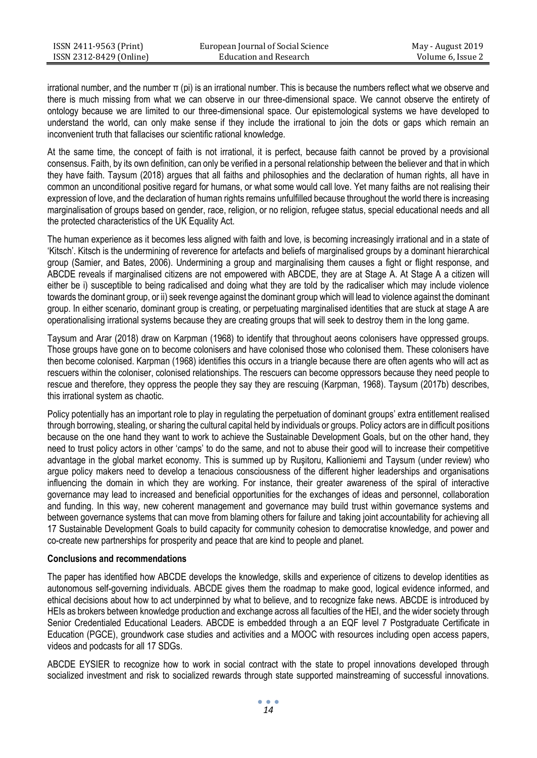irrational number, and the number π (pi) is an irrational number. This is because the numbers reflect what we observe and there is much missing from what we can observe in our three-dimensional space. We cannot observe the entirety of ontology because we are limited to our three-dimensional space. Our epistemological systems we have developed to understand the world, can only make sense if they include the irrational to join the dots or gaps which remain an inconvenient truth that fallacises our scientific rational knowledge.

At the same time, the concept of faith is not irrational, it is perfect, because faith cannot be proved by a provisional consensus. Faith, by its own definition, can only be verified in a personal relationship between the believer and that in which they have faith. Taysum (2018) argues that all faiths and philosophies and the declaration of human rights, all have in common an unconditional positive regard for humans, or what some would call love. Yet many faiths are not realising their expression of love, and the declaration of human rights remains unfulfilled because throughout the world there is increasing marginalisation of groups based on gender, race, religion, or no religion, refugee status, special educational needs and all the protected characteristics of the UK Equality Act.

The human experience as it becomes less aligned with faith and love, is becoming increasingly irrational and in a state of 'Kitsch'. Kitsch is the undermining of reverence for artefacts and beliefs of marginalised groups by a dominant hierarchical group (Samier, and Bates, 2006). Undermining a group and marginalising them causes a fight or flight response, and ABCDE reveals if marginalised citizens are not empowered with ABCDE, they are at Stage A. At Stage A a citizen will either be i) susceptible to being radicalised and doing what they are told by the radicaliser which may include violence towards the dominant group, or ii) seek revenge against the dominant group which will lead to violence against the dominant group. In either scenario, dominant group is creating, or perpetuating marginalised identities that are stuck at stage A are operationalising irrational systems because they are creating groups that will seek to destroy them in the long game.

Taysum and Arar (2018) draw on Karpman (1968) to identify that throughout aeons colonisers have oppressed groups. Those groups have gone on to become colonisers and have colonised those who colonised them. These colonisers have then become colonised. Karpman (1968) identifies this occurs in a triangle because there are often agents who will act as rescuers within the coloniser, colonised relationships. The rescuers can become oppressors because they need people to rescue and therefore, they oppress the people they say they are rescuing (Karpman, 1968). Taysum (2017b) describes, this irrational system as chaotic.

Policy potentially has an important role to play in regulating the perpetuation of dominant groups' extra entitlement realised through borrowing, stealing, or sharing the cultural capital held by individuals or groups. Policy actors are in difficult positions because on the one hand they want to work to achieve the Sustainable Development Goals, but on the other hand, they need to trust policy actors in other 'camps' to do the same, and not to abuse their good will to increase their competitive advantage in the global market economy. This is summed up by Ruşitoru, Kallioniemi and Taysum (under review) who argue policy makers need to develop a tenacious consciousness of the different higher leaderships and organisations influencing the domain in which they are working. For instance, their greater awareness of the spiral of interactive governance may lead to increased and beneficial opportunities for the exchanges of ideas and personnel, collaboration and funding. In this way, new coherent management and governance may build trust within governance systems and between governance systems that can move from blaming others for failure and taking joint accountability for achieving all 17 Sustainable Development Goals to build capacity for community cohesion to democratise knowledge, and power and co-create new partnerships for prosperity and peace that are kind to people and planet.

**Conclusions and recommendations**

The paper has identified how ABCDE develops the knowledge, skills and experience of citizens to develop identities as autonomous self-governing individuals. ABCDE gives them the roadmap to make good, logical evidence informed, and ethical decisions about how to act underpinned by what to believe, and to recognize fake news. ABCDE is introduced by HEIs as brokers between knowledge production and exchange across all faculties of the HEI, and the wider society through Senior Credentialed Educational Leaders. ABCDE is embedded through a an EQF level 7 Postgraduate Certificate in Education (PGCE), groundwork case studies and activities and a MOOC with resources including open access papers, videos and podcasts for all 17 SDGs.

ABCDE EYSIER to recognize how to work in social contract with the state to propel innovations developed through socialized investment and risk to socialized rewards through state supported mainstreaming of successful innovations.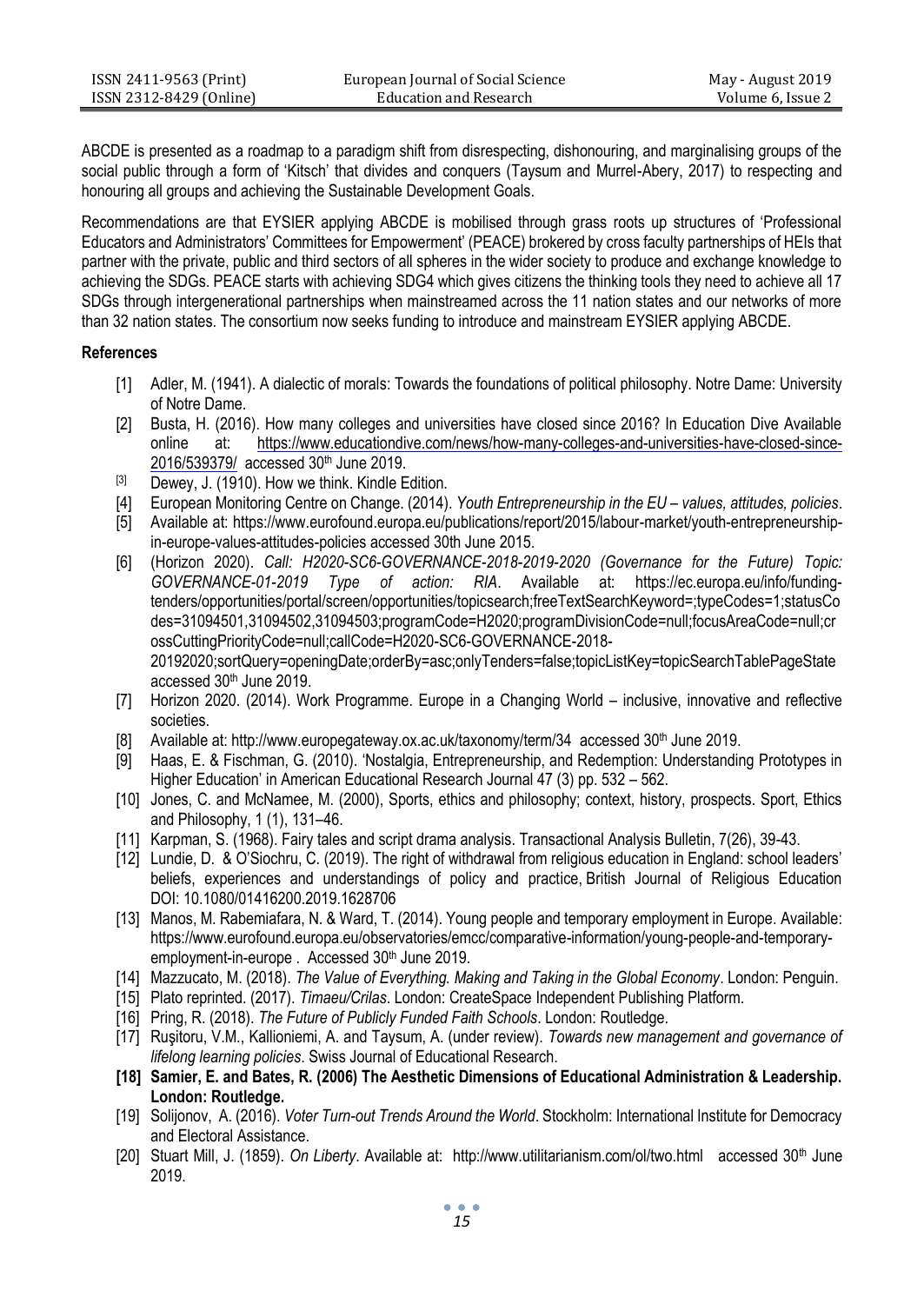ABCDE is presented as a roadmap to a paradigm shift from disrespecting, dishonouring, and marginalising groups of the social public through a form of 'Kitsch' that divides and conquers (Taysum and Murrel-Abery, 2017) to respecting and honouring all groups and achieving the Sustainable Development Goals.

Recommendations are that EYSIER applying ABCDE is mobilised through grass roots up structures of 'Professional Educators and Administrators' Committees for Empowerment' (PEACE) brokered by cross faculty partnerships of HEIs that partner with the private, public and third sectors of all spheres in the wider society to produce and exchange knowledge to achieving the SDGs. PEACE starts with achieving SDG4 which gives citizens the thinking tools they need to achieve all 17 SDGs through intergenerational partnerships when mainstreamed across the 11 nation states and our networks of more than 32 nation states. The consortium now seeks funding to introduce and mainstream EYSIER applying ABCDE.

## References

[1] Adler, M. (1941). A dialectic of morals: Towards the foundations of political philosophy. Notre Dame: University of Notre Dame.

[2] Busta, H. (2016). How many colleges and universities have closed since 2016? In Education Dive Available online at: https://www.educationdive.com/news/how-many-colleges-and-universities-have-closed-since-2016/539379/ accessed 30th June 2019.

[3] Dewey, J. (1910). How we think. Kindle Edition.

[4] European Monitoring Centre on Change. (2014). *Youth Entrepreneurship in the EU – values, attitudes, policies*.

[5] Available at: https://www.eurofound.europa.eu/publications/report/2015/labour-market/youth-entrepreneurship-in-europe-values-attitudes-policies accessed 30th June 2015.

[6] (Horizon 2020). *Call: H2020-SC6-GOVERNANCE-2018-2019-2020 (Governance for the Future) Topic: GOVERNANCE-01-2019 Type of action: RIA*. Available at: https://ec.europa.eu/info/funding-tenders/opportunities/portal/screen/opportunities/topicsearch;freeTextSearchKeyword=;typeCodes=1;statusCodes=31094501,31094502,31094503;programCode=H2020;programDivisionCode=null;focusAreaCode=null;crossCuttingPriorityCode=null;callCode=H2020-SC6-GOVERNANCE-2018-20192020;sortQuery=openingDate;orderBy=asc;onlyTenders=false;topicListKey=topicSearchTablePageState accessed 30th June 2019.

[7] Horizon 2020. (2014). Work Programme. Europe in a Changing World – inclusive, innovative and reflective societies.

[8] Available at: http://www.europegateway.ox.ac.uk/taxonomy/term/34 accessed 30th June 2019.

[9] Haas, E. & Fischman, G. (2010). 'Nostalgia, Entrepreneurship, and Redemption: Understanding Prototypes in Higher Education' in American Educational Research Journal 47 (3) pp. 532 – 562.

[10] Jones, C. and McNamee, M. (2000), Sports, ethics and philosophy; context, history, prospects. Sport, Ethics and Philosophy, 1 (1), 131–46.

[11] Karpman, S. (1968). Fairy tales and script drama analysis. Transactional Analysis Bulletin, 7(26), 39-43.

[12] Lundie, D. & O'Siochru, C. (2019). The right of withdrawal from religious education in England: school leaders' beliefs, experiences and understandings of policy and practice, British Journal of Religious Education DOI: 10.1080/01416200.2019.1628706

[13] Manos, M. Rabemiafara, N. & Ward, T. (2014). Young people and temporary employment in Europe. Available: https://www.eurofound.europa.eu/observatories/emcc/comparative-information/young-people-and-temporary-employment-in-europe . Accessed 30th June 2019.

[14] Mazzucato, M. (2018). *The Value of Everything. Making and Taking in the Global Economy*. London: Penguin.

[15] Plato reprinted. (2017). *Timaeu/Crilas*. London: CreateSpace Independent Publishing Platform.

[16] Pring, R. (2018). *The Future of Publicly Funded Faith Schools*. London: Routledge.

[17] Ruşitoru, V.M., Kallioniemi, A. and Taysum, A. (under review). *Towards new management and governance of lifelong learning policies*. Swiss Journal of Educational Research.

**[18] Samier, E. and Bates, R. (2006) The Aesthetic Dimensions of Educational Administration & Leadership. London: Routledge.**

[19] Solijonov, A. (2016). *Voter Turn-out Trends Around the World*. Stockholm: International Institute for Democracy and Electoral Assistance.

[20] Stuart Mill, J. (1859). *On Liberty*. Available at: http://www.utilitarianism.com/ol/two.html accessed 30th June 2019.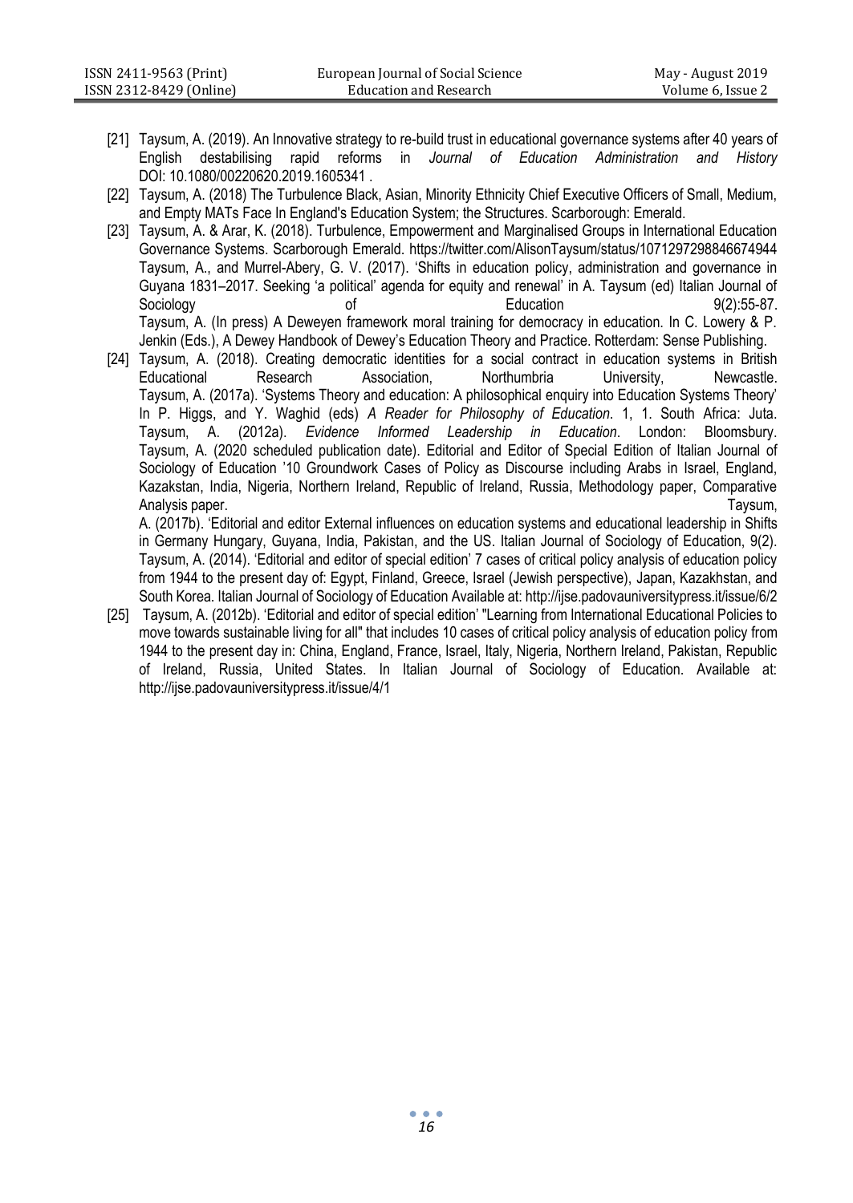[21] Taysum, A. (2019). An Innovative strategy to re-build trust in educational governance systems after 40 years of English destabilising rapid reforms in *Journal of Education Administration and History* DOI: 10.1080/00220620.2019.1605341 .

[22] Taysum, A. (2018) The Turbulence Black, Asian, Minority Ethnicity Chief Executive Officers of Small, Medium, and Empty MATs Face In England's Education System; the Structures. Scarborough: Emerald.

[23] Taysum, A. & Arar, K. (2018). Turbulence, Empowerment and Marginalised Groups in International Education Governance Systems. Scarborough Emerald. https://twitter.com/AlisonTaysum/status/1071297298846674944 Taysum, A., and Murrel-Abery, G. V. (2017). 'Shifts in education policy, administration and governance in Guyana 1831–2017. Seeking 'a political' agenda for equity and renewal' in A. Taysum (ed) Italian Journal of Sociology of Education 9(2):55-87. Taysum, A. (In press) A Deweyen framework moral training for democracy in education. In C. Lowery & P. Jenkin (Eds.), A Dewey Handbook of Dewey's Education Theory and Practice. Rotterdam: Sense Publishing.

[24] Taysum, A. (2018). Creating democratic identities for a social contract in education systems in British Educational Research Association, Northumbria University, Newcastle. Taysum, A. (2017a). 'Systems Theory and education: A philosophical enquiry into Education Systems Theory' In P. Higgs, and Y. Waghid (eds) *A Reader for Philosophy of Education*. 1, 1. South Africa: Juta. Taysum, A. (2012a). *Evidence Informed Leadership in Education*. London: Bloomsbury. Taysum, A. (2020 scheduled publication date). Editorial and Editor of Special Edition of Italian Journal of Sociology of Education '10 Groundwork Cases of Policy as Discourse including Arabs in Israel, England, Kazakstan, India, Nigeria, Northern Ireland, Republic of Ireland, Russia, Methodology paper, Comparative Analysis paper. Taysum, A. (2017b). 'Editorial and editor External influences on education systems and educational leadership in Shifts in Germany Hungary, Guyana, India, Pakistan, and the US. Italian Journal of Sociology of Education, 9(2). Taysum, A. (2014). 'Editorial and editor of special edition' 7 cases of critical policy analysis of education policy from 1944 to the present day of: Egypt, Finland, Greece, Israel (Jewish perspective), Japan, Kazakhstan, and South Korea. Italian Journal of Sociology of Education Available at: http://ijse.padovauniversitypress.it/issue/6/2

[25] Taysum, A. (2012b). 'Editorial and editor of special edition' "Learning from International Educational Policies to move towards sustainable living for all" that includes 10 cases of critical policy analysis of education policy from 1944 to the present day in: China, England, France, Israel, Italy, Nigeria, Northern Ireland, Pakistan, Republic of Ireland, Russia, United States. In Italian Journal of Sociology of Education. Available at: http://ijse.padovauniversitypress.it/issue/4/1